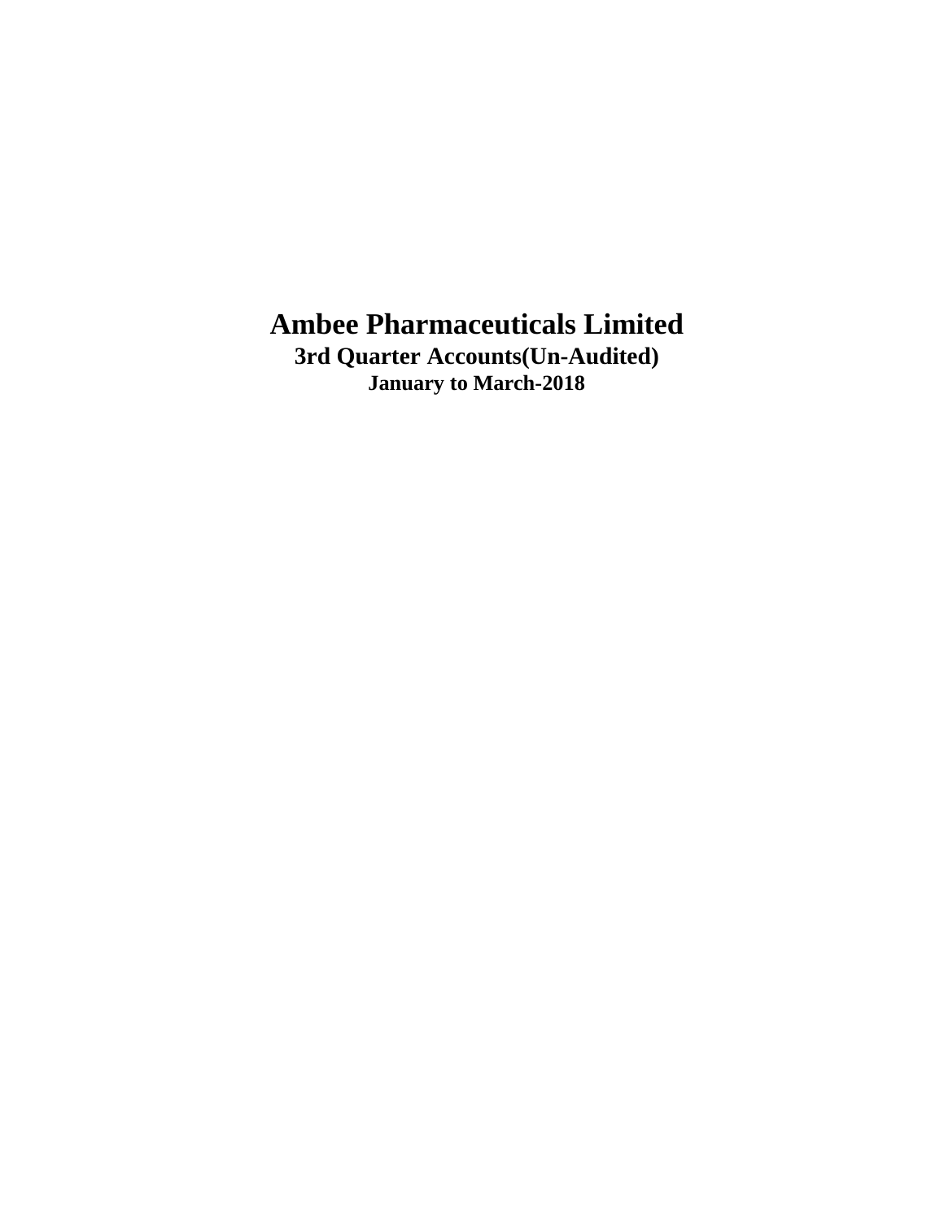# Ambee Pharmaceuticals Limited

## 3rd Quarter Accounts(Un-Audited)

### January to March-2018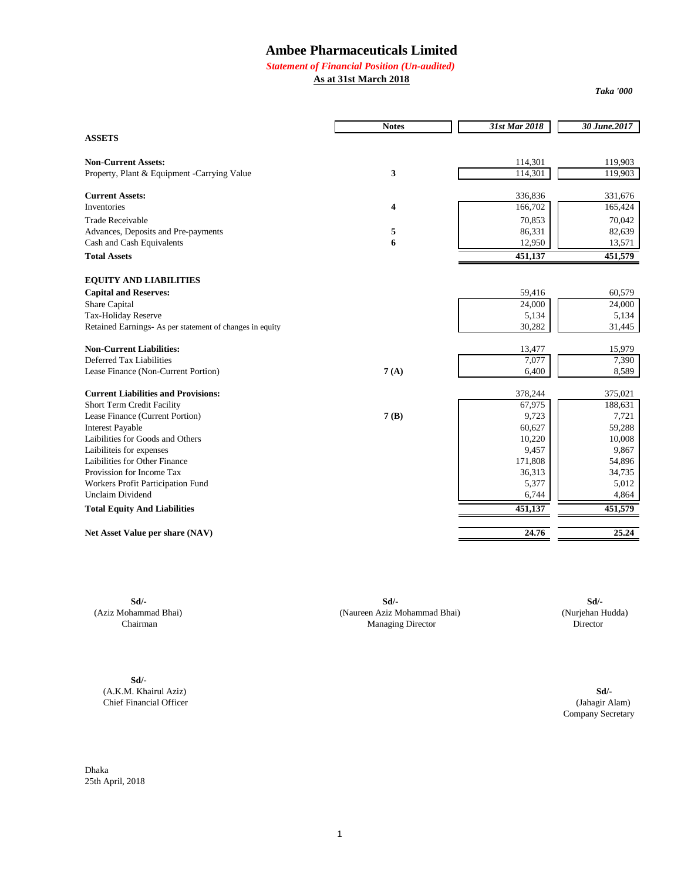# Ambee Pharmaceuticals Limited

***Statement of Financial Position (Un-audited)***

**As at 31st March 2018**

*Taka '000*

| | Notes | *31st Mar 2018* | *30 June.2017* |
|---|---|---|---|
| **ASSETS** | | | |
| **Non-Current Assets:** | | 114,301 | 119,903 |
| Property, Plant & Equipment -Carrying Value | 3 | 114,301 | 119,903 |
| **Current Assets:** | | 336,836 | 331,676 |
| Inventories | 4 | 166,702 | 165,424 |
| Trade Receivable | | 70,853 | 70,042 |
| Advances, Deposits and Pre-payments | 5 | 86,331 | 82,639 |
| Cash and Cash Equivalents | 6 | 12,950 | 13,571 |
| **Total Assets** | | **451,137** | **451,579** |
| **EQUITY AND LIABILITIES** | | | |
| **Capital and Reserves:** | | 59,416 | 60,579 |
| Share Capital | | 24,000 | 24,000 |
| Tax-Holiday Reserve | | 5,134 | 5,134 |
| Retained Earnings- As per statement of changes in equity | | 30,282 | 31,445 |
| **Non-Current Liabilities:** | | 13,477 | 15,979 |
| Deferred Tax Liabilities | | 7,077 | 7,390 |
| Lease Finance (Non-Current Portion) | 7 (A) | 6,400 | 8,589 |
| **Current Liabilities and Provisions:** | | 378,244 | 375,021 |
| Short Term Credit Facility | | 67,975 | 188,631 |
| Lease Finance (Current Portion) | 7 (B) | 9,723 | 7,721 |
| Interest Payable | | 60,627 | 59,288 |
| Laibilities for Goods and Others | | 10,220 | 10,008 |
| Laibiliteis for expenses | | 9,457 | 9,867 |
| Laibilities for Other Finance | | 171,808 | 54,896 |
| Provission for Income Tax | | 36,313 | 34,735 |
| Workers Profit Participation Fund | | 5,377 | 5,012 |
| Unclaim Dividend | | 6,744 | 4,864 |
| **Total Equity And Liabilities** | | **451,137** | **451,579** |
| **Net Asset Value per share (NAV)** | | **24.76** | **25.24** |

**Sd/-**
(Aziz Mohammad Bhai)
Chairman

**Sd/-**
(Naureen Aziz Mohammad Bhai)
Managing Director

**Sd/-**
(Nurjehan Hudda)
Director

**Sd/-**
(A.K.M. Khairul Aziz)
Chief Financial Officer

**Sd/-**
(Jahagir Alam)
Company Secretary

Dhaka
25th April, 2018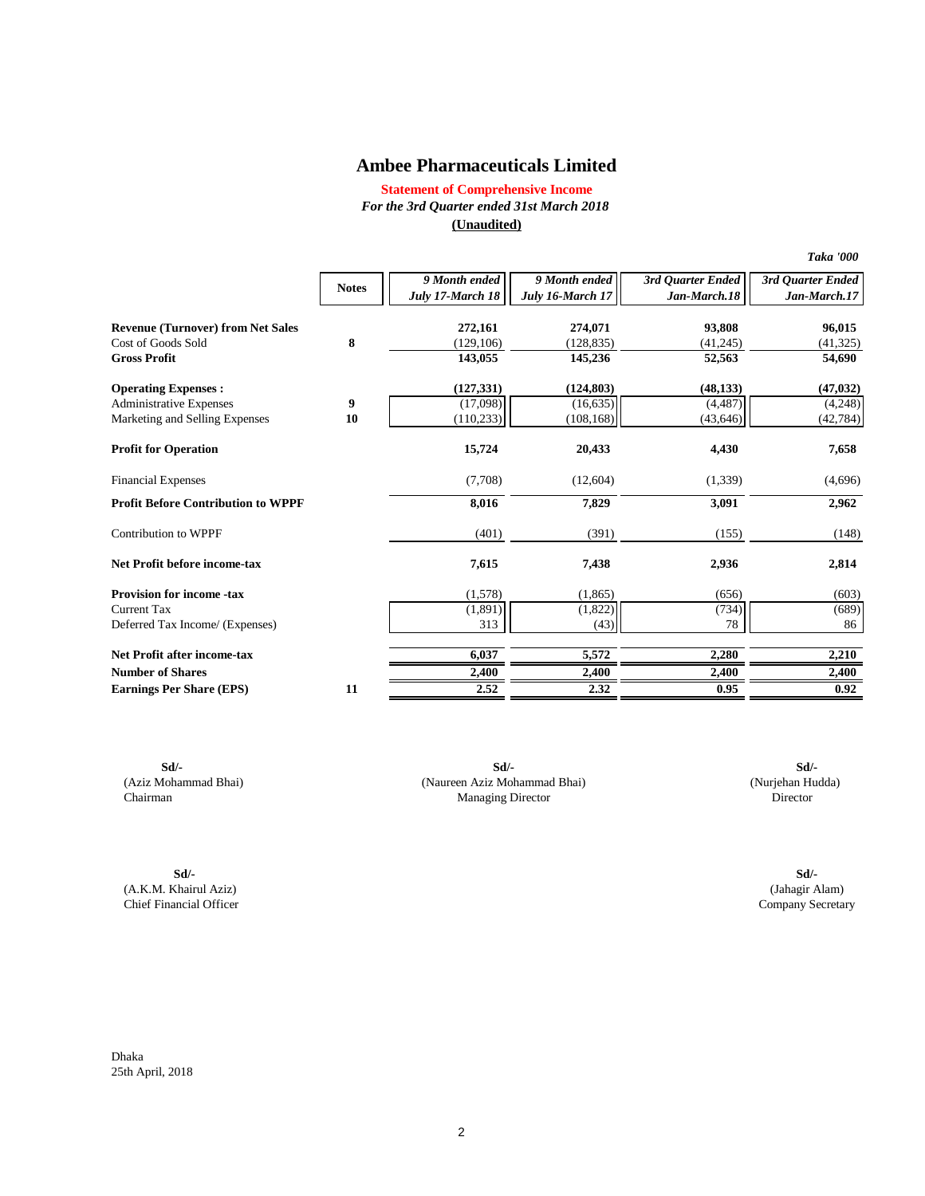# Ambee Pharmaceuticals Limited

**Statement of Comprehensive Income**

*For the 3rd Quarter ended 31st March 2018*

**(Unaudited)**

*Taka '000*

| | Notes | *9 Month ended July 17-March 18* | *9 Month ended July 16-March 17* | *3rd Quarter Ended Jan-March.18* | *3rd Quarter Ended Jan-March.17* |
|---|---|---|---|---|---|
| **Revenue (Turnover) from Net Sales** | | **272,161** | **274,071** | **93,808** | **96,015** |
| Cost of Goods Sold | **8** | (129,106) | (128,835) | (41,245) | (41,325) |
| **Gross Profit** | | **143,055** | **145,236** | **52,563** | **54,690** |
| **Operating Expenses :** | | **(127,331)** | **(124,803)** | **(48,133)** | **(47,032)** |
| Administrative Expenses | **9** | (17,098) | (16,635) | (4,487) | (4,248) |
| Marketing and Selling Expenses | **10** | (110,233) | (108,168) | (43,646) | (42,784) |
| **Profit for Operation** | | **15,724** | **20,433** | **4,430** | **7,658** |
| Financial Expenses | | (7,708) | (12,604) | (1,339) | (4,696) |
| **Profit Before Contribution to WPPF** | | **8,016** | **7,829** | **3,091** | **2,962** |
| Contribution to WPPF | | (401) | (391) | (155) | (148) |
| **Net Profit before income-tax** | | **7,615** | **7,438** | **2,936** | **2,814** |
| **Provision for income -tax** | | (1,578) | (1,865) | (656) | (603) |
| Current Tax | | (1,891) | (1,822) | (734) | (689) |
| Deferred Tax Income/ (Expenses) | | 313 | (43) | 78 | 86 |
| **Net Profit after income-tax** | | **6,037** | **5,572** | **2,280** | **2,210** |
| **Number of Shares** | | **2,400** | **2,400** | **2,400** | **2,400** |
| **Earnings Per Share (EPS)** | **11** | **2.52** | **2.32** | **0.95** | **0.92** |

**Sd/-**
(Aziz Mohammad Bhai)
Chairman

**Sd/-**
(Naureen Aziz Mohammad Bhai)
Managing Director

**Sd/-**
(Nurjehan Hudda)
Director

**Sd/-**
(A.K.M. Khairul Aziz)
Chief Financial Officer

**Sd/-**
(Jahagir Alam)
Company Secretary

Dhaka
25th April, 2018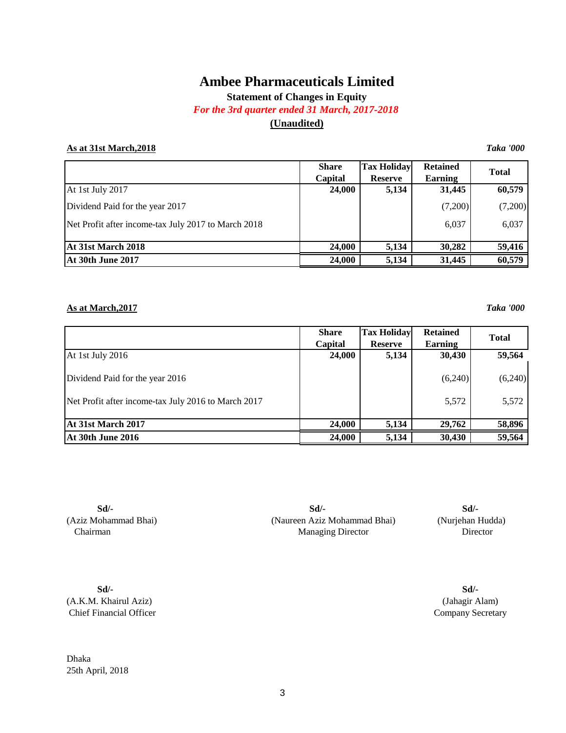# Ambee Pharmaceuticals Limited

**Statement of Changes in Equity**

***For the 3rd quarter ended 31 March, 2017-2018***

**(Unaudited)**

**As at 31st March,2018** ***Taka '000***

| | Share Capital | Tax Holiday Reserve | Retained Earning | Total |
|---|---|---|---|---|
| At 1st July 2017 | 24,000 | 5,134 | 31,445 | 60,579 |
| Dividend Paid for the year 2017 | | | (7,200) | (7,200) |
| Net Profit after income-tax July 2017 to March 2018 | | | 6,037 | 6,037 |
| **At 31st March 2018** | **24,000** | **5,134** | **30,282** | **59,416** |
| **At 30th June 2017** | **24,000** | **5,134** | **31,445** | **60,579** |

**As at March,2017** ***Taka '000***

| | Share Capital | Tax Holiday Reserve | Retained Earning | Total |
|---|---|---|---|---|
| At 1st July 2016 | 24,000 | 5,134 | 30,430 | 59,564 |
| Dividend Paid for the year 2016 | | | (6,240) | (6,240) |
| Net Profit after income-tax July 2016 to March 2017 | | | 5,572 | 5,572 |
| **At 31st March 2017** | **24,000** | **5,134** | **29,762** | **58,896** |
| **At 30th June 2016** | **24,000** | **5,134** | **30,430** | **59,564** |

**Sd/-**
(Aziz Mohammad Bhai)
Chairman

**Sd/-**
(Naureen Aziz Mohammad Bhai)
Managing Director

**Sd/-**
(Nurjehan Hudda)
Director

**Sd/-**
(A.K.M. Khairul Aziz)
Chief Financial Officer

**Sd/-**
(Jahagir Alam)
Company Secretary

Dhaka
25th April, 2018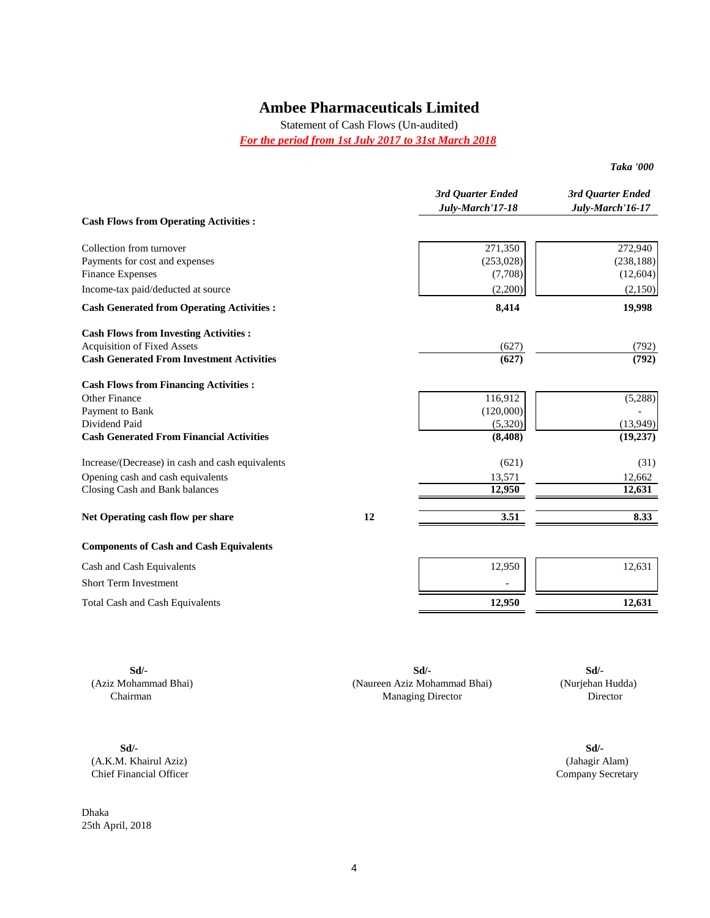# Ambee Pharmaceuticals Limited

Statement of Cash Flows (Un-audited)

***For the period from 1st July 2017 to 31st March 2018***

*Taka '000*

| | | *3rd Quarter Ended July-March'17-18* | *3rd Quarter Ended July-March'16-17* |
|---|---|---|---|
| **Cash Flows from Operating Activities :** | | | |
| Collection from turnover | | 271,350 | 272,940 |
| Payments for cost and expenses | | (253,028) | (238,188) |
| Finance Expenses | | (7,708) | (12,604) |
| Income-tax paid/deducted at source | | (2,200) | (2,150) |
| **Cash Generated from Operating Activities :** | | **8,414** | **19,998** |
| **Cash Flows from Investing Activities :** | | | |
| Acquisition of Fixed Assets | | (627) | (792) |
| **Cash Generated From Investment Activities** | | **(627)** | **(792)** |
| **Cash Flows from Financing Activities :** | | | |
| Other Finance | | 116,912 | (5,288) |
| Payment to Bank | | (120,000) | - |
| Dividend Paid | | (5,320) | (13,949) |
| **Cash Generated From Financial Activities** | | **(8,408)** | **(19,237)** |
| Increase/(Decrease) in cash and cash equivalents | | (621) | (31) |
| Opening cash and cash equivalents | | 13,571 | 12,662 |
| Closing Cash and Bank balances | | **12,950** | **12,631** |
| **Net Operating cash flow per share** | **12** | **3.51** | **8.33** |
| **Components of Cash and Cash Equivalents** | | | |
| Cash and Cash Equivalents | | 12,950 | 12,631 |
| Short Term Investment | | - | |
| Total Cash and Cash Equivalents | | **12,950** | **12,631** |

**Sd/-**
(Aziz Mohammad Bhai)
Chairman

**Sd/-**
(Naureen Aziz Mohammad Bhai)
Managing Director

**Sd/-**
(Nurjehan Hudda)
Director

**Sd/-**
(A.K.M. Khairul Aziz)
Chief Financial Officer

**Sd/-**
(Jahagir Alam)
Company Secretary

Dhaka
25th April, 2018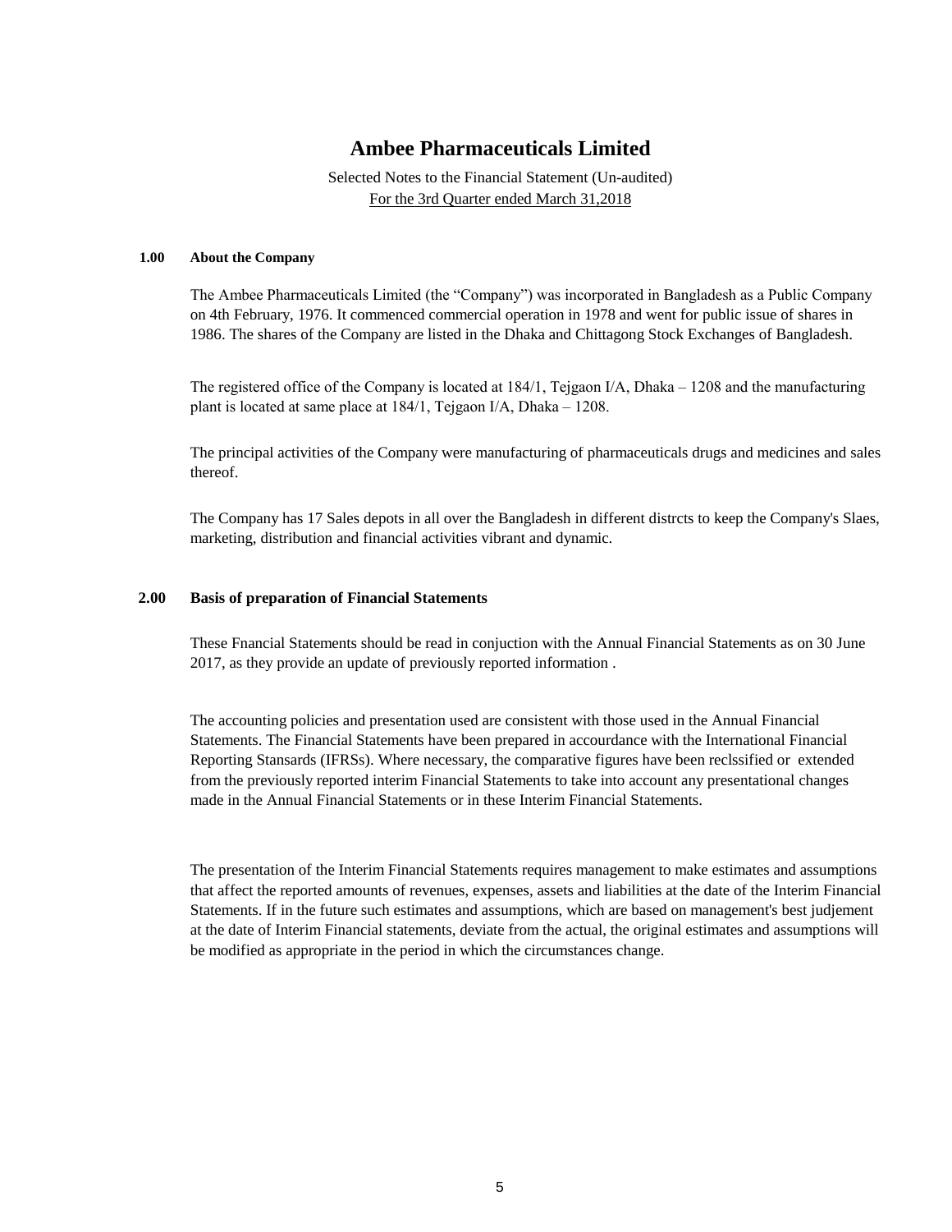# Ambee Pharmaceuticals Limited

Selected Notes to the Financial Statement (Un-audited)

For the 3rd Quarter ended March 31,2018

**1.00 About the Company**

The Ambee Pharmaceuticals Limited (the "Company") was incorporated in Bangladesh as a Public Company on 4th February, 1976. It commenced commercial operation in 1978 and went for public issue of shares in 1986. The shares of the Company are listed in the Dhaka and Chittagong Stock Exchanges of Bangladesh.

The registered office of the Company is located at 184/1, Tejgaon I/A, Dhaka – 1208 and the manufacturing plant is located at same place at 184/1, Tejgaon I/A, Dhaka – 1208.

The principal activities of the Company were manufacturing of pharmaceuticals drugs and medicines and sales thereof.

The Company has 17 Sales depots in all over the Bangladesh in different distrcts to keep the Company's Slaes, marketing, distribution and financial activities vibrant and dynamic.

**2.00 Basis of preparation of Financial Statements**

These Fnancial Statements should be read in conjuction with the Annual Financial Statements as on 30 June 2017, as they provide an update of previously reported information .

The accounting policies and presentation used are consistent with those used in the Annual Financial Statements. The Financial Statements have been prepared in accourdance with the International Financial Reporting Stansards (IFRSs). Where necessary, the comparative figures have been reclssified or extended from the previously reported interim Financial Statements to take into account any presentational changes made in the Annual Financial Statements or in these Interim Financial Statements.

The presentation of the Interim Financial Statements requires management to make estimates and assumptions that affect the reported amounts of revenues, expenses, assets and liabilities at the date of the Interim Financial Statements. If in the future such estimates and assumptions, which are based on management's best judjement at the date of Interim Financial statements, deviate from the actual, the original estimates and assumptions will be modified as appropriate in the period in which the circumstances change.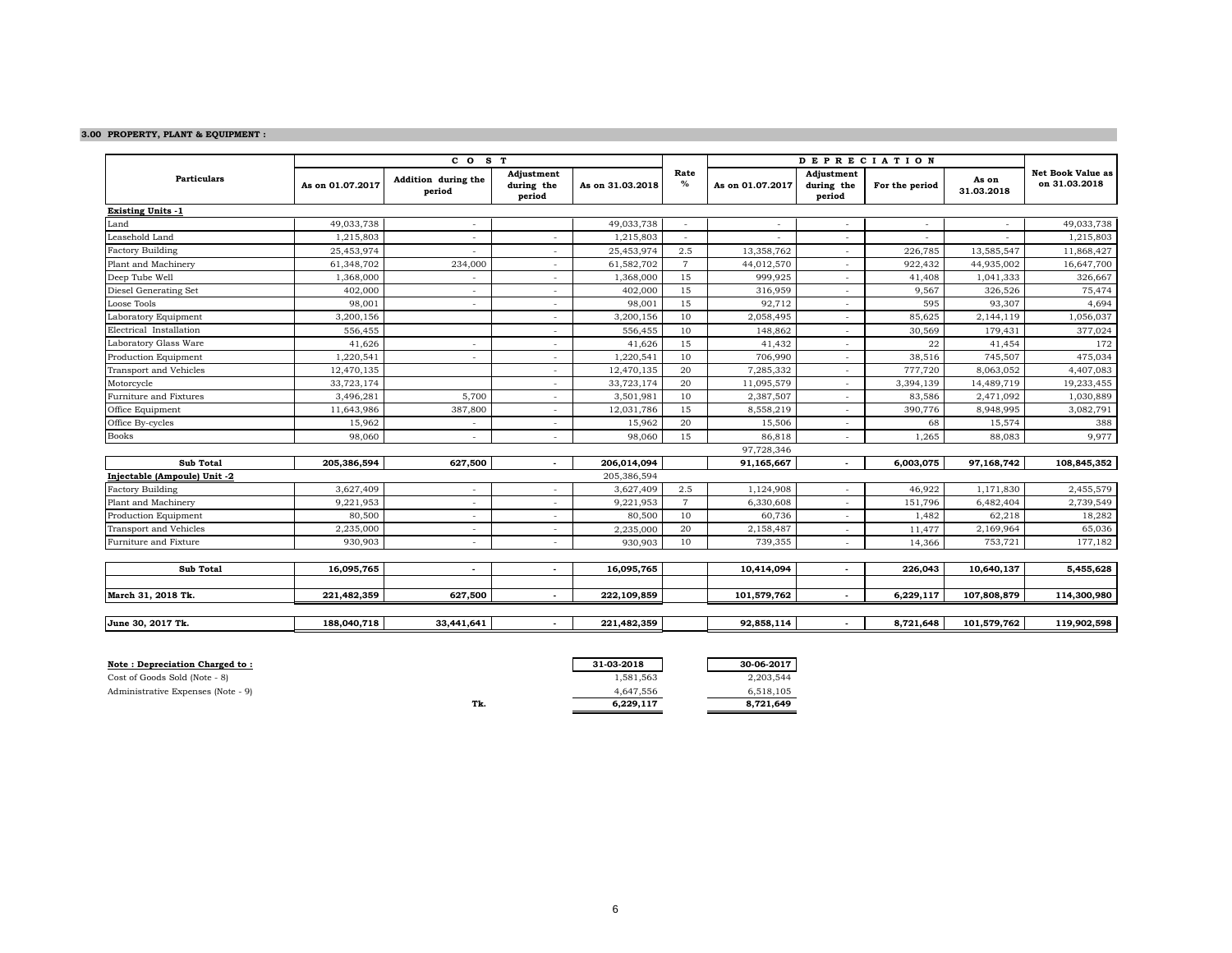### 3.00 PROPERTY, PLANT & EQUIPMENT :

| Particulars | COST | | | | Rate % | DEPRECIATION | | | | Net Book Value as on 31.03.2018 |
|---|---|---|---|---|---|---|---|---|---|---|
| | As on 01.07.2017 | Addition during the period | Adjustment during the period | As on 31.03.2018 | | As on 01.07.2017 | Adjustment during the period | For the period | As on 31.03.2018 | |
| **Existing Units -1** | | | | | | | | | | |
| Land | 49,033,738 | - | | 49,033,738 | - | - | - | - | - | 49,033,738 |
| Leasehold Land | 1,215,803 | - | - | 1,215,803 | - | - | - | - | - | 1,215,803 |
| Factory Building | 25,453,974 | - | - | 25,453,974 | 2.5 | 13,358,762 | - | 226,785 | 13,585,547 | 11,868,427 |
| Plant and Machinery | 61,348,702 | 234,000 | - | 61,582,702 | 7 | 44,012,570 | - | 922,432 | 44,935,002 | 16,647,700 |
| Deep Tube Well | 1,368,000 | - | - | 1,368,000 | 15 | 999,925 | - | 41,408 | 1,041,333 | 326,667 |
| Diesel Generating Set | 402,000 | - | - | 402,000 | 15 | 316,959 | - | 9,567 | 326,526 | 75,474 |
| Loose Tools | 98,001 | - | - | 98,001 | 15 | 92,712 | - | 595 | 93,307 | 4,694 |
| Laboratory Equipment | 3,200,156 | | - | 3,200,156 | 10 | 2,058,495 | - | 85,625 | 2,144,119 | 1,056,037 |
| Electrical Installation | 556,455 | | - | 556,455 | 10 | 148,862 | - | 30,569 | 179,431 | 377,024 |
| Laboratory Glass Ware | 41,626 | - | - | 41,626 | 15 | 41,432 | - | 22 | 41,454 | 172 |
| Production Equipment | 1,220,541 | - | - | 1,220,541 | 10 | 706,990 | - | 38,516 | 745,507 | 475,034 |
| Transport and Vehicles | 12,470,135 | | - | 12,470,135 | 20 | 7,285,332 | - | 777,720 | 8,063,052 | 4,407,083 |
| Motorcycle | 33,723,174 | | - | 33,723,174 | 20 | 11,095,579 | - | 3,394,139 | 14,489,719 | 19,233,455 |
| Furniture and Fixtures | 3,496,281 | 5,700 | - | 3,501,981 | 10 | 2,387,507 | - | 83,586 | 2,471,092 | 1,030,889 |
| Office Equipment | 11,643,986 | 387,800 | - | 12,031,786 | 15 | 8,558,219 | - | 390,776 | 8,948,995 | 3,082,791 |
| Office By-cycles | 15,962 | - | - | 15,962 | 20 | 15,506 | - | 68 | 15,574 | 388 |
| Books | 98,060 | - | - | 98,060 | 15 | 86,818 | - | 1,265 | 88,083 | 9,977 |
| | | | | | | 97,728,346 | | | | |
| **Sub Total** | **205,386,594** | **627,500** | **-** | **206,014,094** | | **91,165,667** | **-** | **6,003,075** | **97,168,742** | **108,845,352** |
| **Injectable (Ampoule) Unit -2** | | | | 205,386,594 | | | | | | |
| Factory Building | 3,627,409 | - | - | 3,627,409 | 2.5 | 1,124,908 | - | 46,922 | 1,171,830 | 2,455,579 |
| Plant and Machinery | 9,221,953 | - | - | 9,221,953 | 7 | 6,330,608 | - | 151,796 | 6,482,404 | 2,739,549 |
| Production Equipment | 80,500 | - | - | 80,500 | 10 | 60,736 | - | 1,482 | 62,218 | 18,282 |
| Transport and Vehicles | 2,235,000 | - | - | 2,235,000 | 20 | 2,158,487 | - | 11,477 | 2,169,964 | 65,036 |
| Furniture and Fixture | 930,903 | - | - | 930,903 | 10 | 739,355 | - | 14,366 | 753,721 | 177,182 |
| **Sub Total** | **16,095,765** | **-** | **-** | **16,095,765** | | **10,414,094** | **-** | **226,043** | **10,640,137** | **5,455,628** |
| **March 31, 2018 Tk.** | **221,482,359** | **627,500** | **-** | **222,109,859** | | **101,579,762** | **-** | **6,229,117** | **107,808,879** | **114,300,980** |
| **June 30, 2017 Tk.** | **188,040,718** | **33,441,641** | **-** | **221,482,359** | | **92,858,114** | **-** | **8,721,648** | **101,579,762** | **119,902,598** |

**Note : Depreciation Charged to :**

| | | 31-03-2018 | 30-06-2017 |
|---|---|---|---|
| Cost of Goods Sold (Note - 8) | | 1,581,563 | 2,203,544 |
| Administrative Expenses (Note - 9) | | 4,647,556 | 6,518,105 |
| | Tk. | **6,229,117** | **8,721,649** |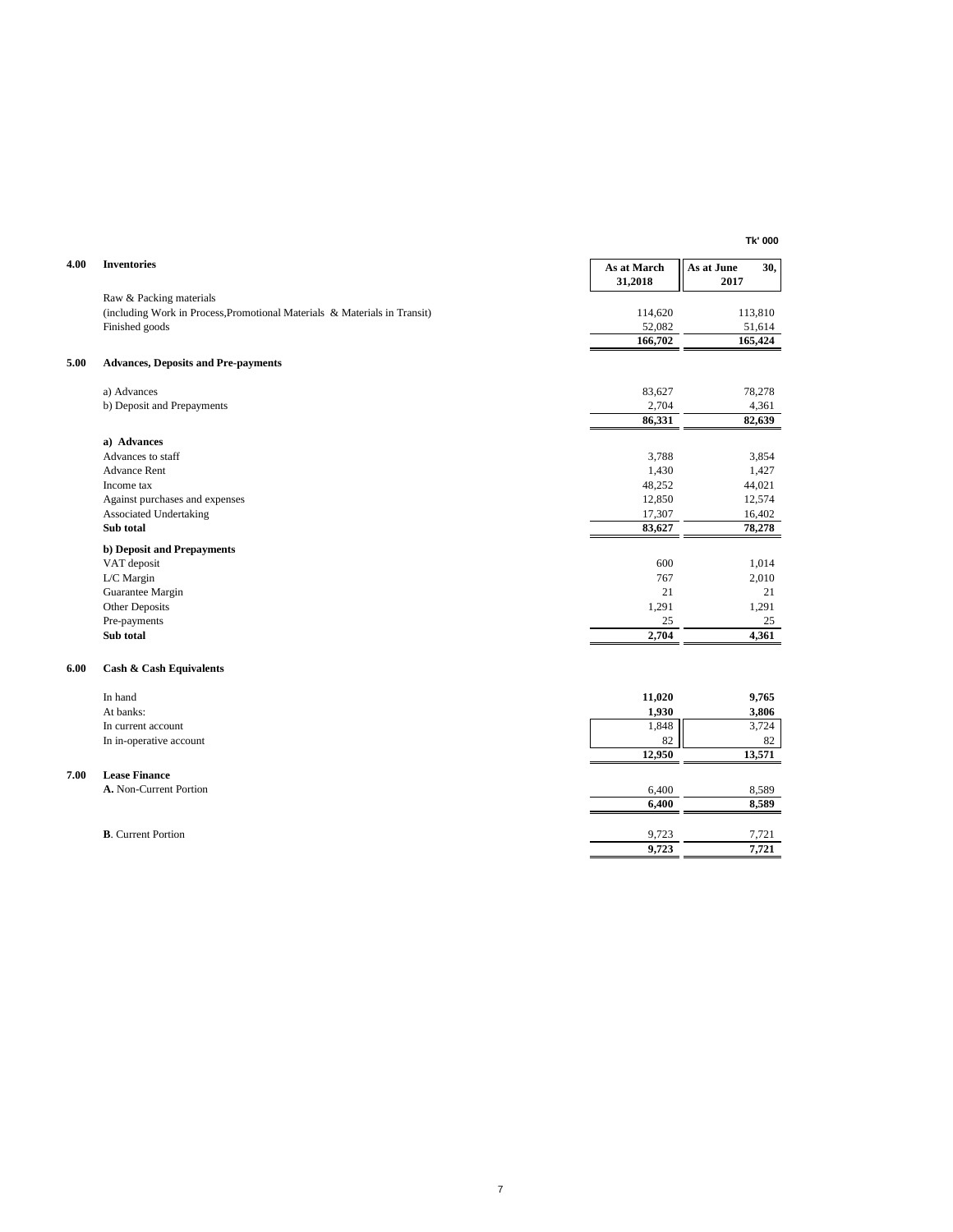Tk' 000

| | | As at March 31,2018 | As at June 30, 2017 |
|---|---|---|---|
| **4.00** | **Inventories** | | |
| | Raw & Packing materials | | |
| | (including Work in Process,Promotional Materials & Materials in Transit) | 114,620 | 113,810 |
| | Finished goods | 52,082 | 51,614 |
| | | **166,702** | **165,424** |
| **5.00** | **Advances, Deposits and Pre-payments** | | |
| | a) Advances | 83,627 | 78,278 |
| | b) Deposit and Prepayments | 2,704 | 4,361 |
| | | **86,331** | **82,639** |
| | **a) Advances** | | |
| | Advances to staff | 3,788 | 3,854 |
| | Advance Rent | 1,430 | 1,427 |
| | Income tax | 48,252 | 44,021 |
| | Against purchases and expenses | 12,850 | 12,574 |
| | Associated Undertaking | 17,307 | 16,402 |
| | **Sub total** | **83,627** | **78,278** |
| | **b) Deposit and Prepayments** | | |
| | VAT deposit | 600 | 1,014 |
| | L/C Margin | 767 | 2,010 |
| | Guarantee Margin | 21 | 21 |
| | Other Deposits | 1,291 | 1,291 |
| | Pre-payments | 25 | 25 |
| | **Sub total** | **2,704** | **4,361** |
| **6.00** | **Cash & Cash Equivalents** | | |
| | In hand | **11,020** | **9,765** |
| | At banks: | **1,930** | **3,806** |
| | In current account | 1,848 | 3,724 |
| | In in-operative account | 82 | 82 |
| | | **12,950** | **13,571** |
| **7.00** | **Lease Finance** | | |
| | **A.** Non-Current Portion | 6,400 | 8,589 |
| | | **6,400** | **8,589** |
| | **B**. Current Portion | 9,723 | 7,721 |
| | | **9,723** | **7,721** |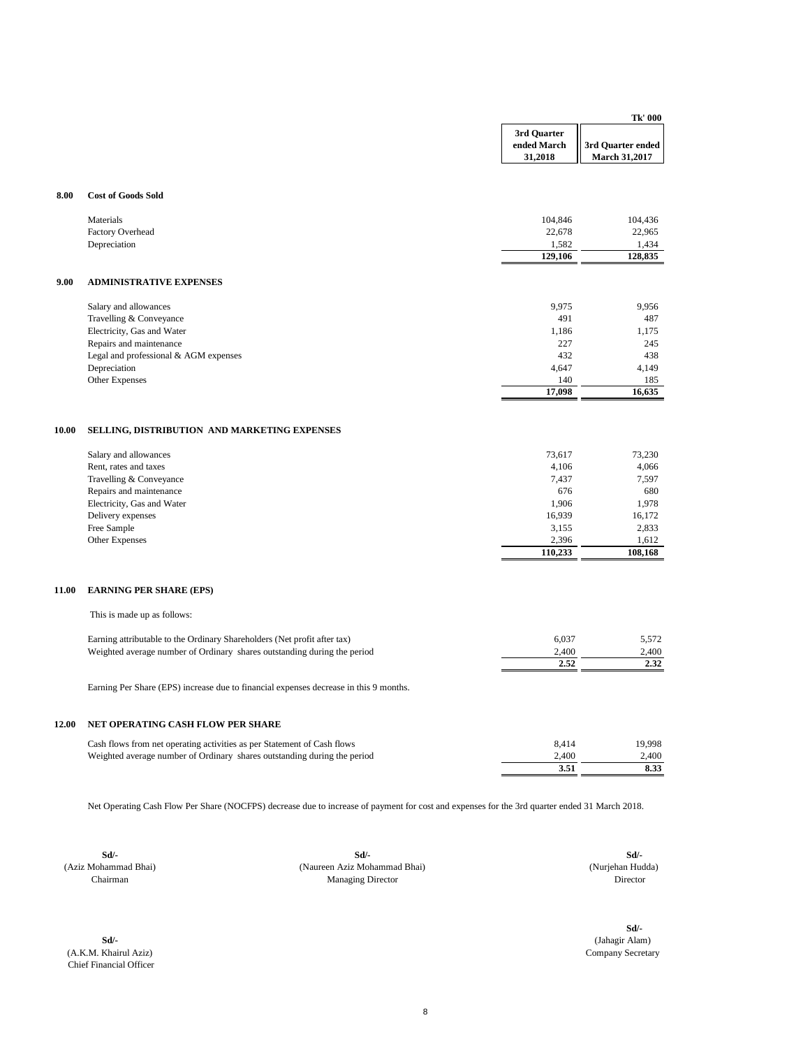| | | 3rd Quarter ended March 31,2018 | 3rd Quarter ended March 31,2017 |
|---|---|---|---|
| | | | **Tk' 000** |
| **8.00** | **Cost of Goods Sold** | | |
| | Materials | 104,846 | 104,436 |
| | Factory Overhead | 22,678 | 22,965 |
| | Depreciation | 1,582 | 1,434 |
| | | **129,106** | **128,835** |
| **9.00** | **ADMINISTRATIVE EXPENSES** | | |
| | Salary and allowances | 9,975 | 9,956 |
| | Travelling & Conveyance | 491 | 487 |
| | Electricity, Gas and Water | 1,186 | 1,175 |
| | Repairs and maintenance | 227 | 245 |
| | Legal and professional & AGM expenses | 432 | 438 |
| | Depreciation | 4,647 | 4,149 |
| | Other Expenses | 140 | 185 |
| | | **17,098** | **16,635** |
| **10.00** | **SELLING, DISTRIBUTION AND MARKETING EXPENSES** | | |
| | Salary and allowances | 73,617 | 73,230 |
| | Rent, rates and taxes | 4,106 | 4,066 |
| | Travelling & Conveyance | 7,437 | 7,597 |
| | Repairs and maintenance | 676 | 680 |
| | Electricity, Gas and Water | 1,906 | 1,978 |
| | Delivery expenses | 16,939 | 16,172 |
| | Free Sample | 3,155 | 2,833 |
| | Other Expenses | 2,396 | 1,612 |
| | | **110,233** | **108,168** |
| **11.00** | **EARNING PER SHARE (EPS)** | | |
| | This is made up as follows: | | |
| | Earning attributable to the Ordinary Shareholders (Net profit after tax) | 6,037 | 5,572 |
| | Weighted average number of Ordinary shares outstanding during the period | 2,400 | 2,400 |
| | | **2.52** | **2.32** |

Earning Per Share (EPS) increase due to financial expenses decrease in this 9 months.

| | | | |
|---|---|---|---|
| **12.00** | **NET OPERATING CASH FLOW PER SHARE** | | |
| | Cash flows from net operating activities as per Statement of Cash flows | 8,414 | 19,998 |
| | Weighted average number of Ordinary shares outstanding during the period | 2,400 | 2,400 |
| | | **3.51** | **8.33** |

Net Operating Cash Flow Per Share (NOCFPS) decrease due to increase of payment for cost and expenses for the 3rd quarter ended 31 March 2018.

| | | |
|---|---|---|
| **Sd/-** | **Sd/-** | **Sd/-** |
| (Aziz Mohammad Bhai) | (Naureen Aziz Mohammad Bhai) | (Nurjehan Hudda) |
| Chairman | Managing Director | Director |

| | |
|---|---|
| **Sd/-** | **Sd/-** |
| (A.K.M. Khairul Aziz) | (Jahagir Alam) |
| Chief Financial Officer | Company Secretary |